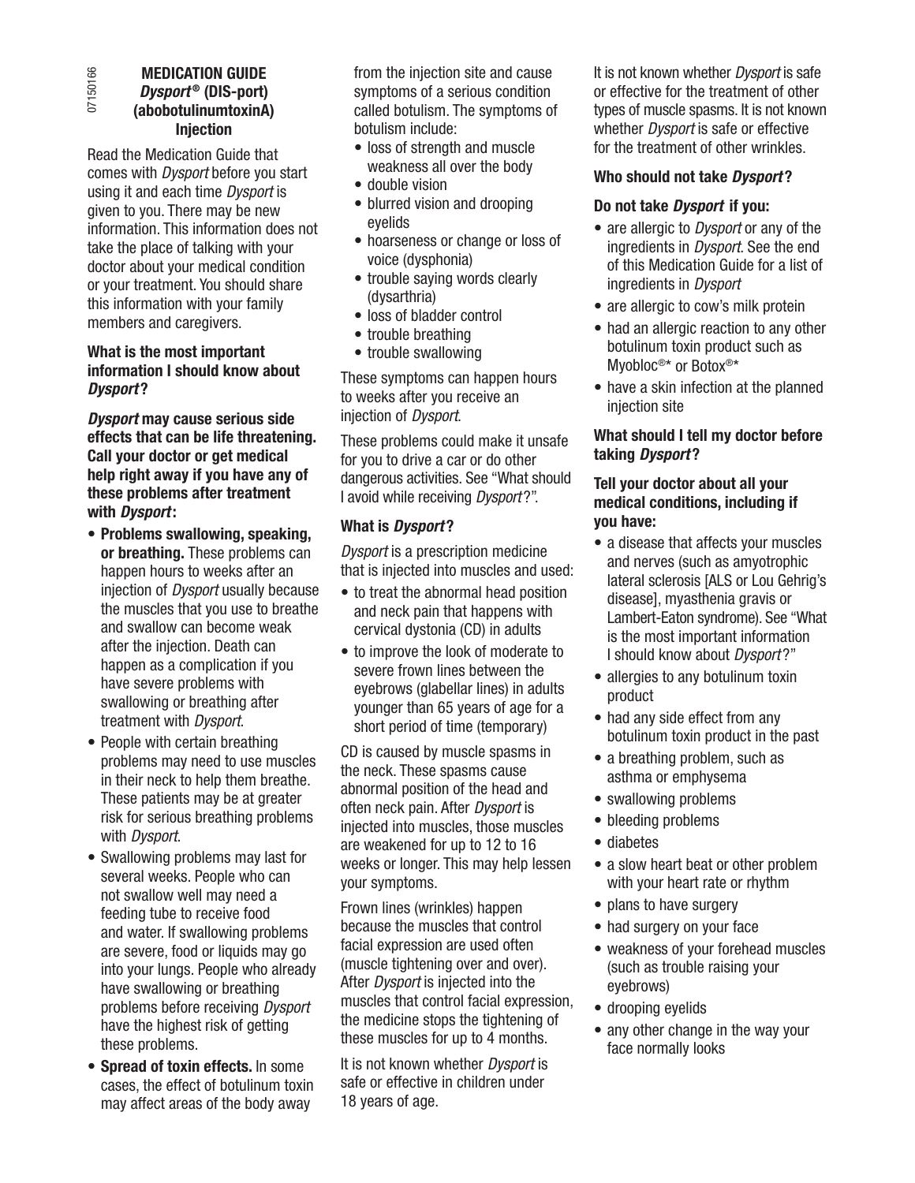# MEDICATION GUIDE
## *Dysport*® (DIS-port) (abobotulinumtoxinA) Injection

Read the Medication Guide that comes with *Dysport* before you start using it and each time *Dysport* is given to you. There may be new information. This information does not take the place of talking with your doctor about your medical condition or your treatment. You should share this information with your family members and caregivers.

### What is the most important information I should know about *Dysport*?

***Dysport* may cause serious side effects that can be life threatening. Call your doctor or get medical help right away if you have any of these problems after treatment with *Dysport*:**

- **Problems swallowing, speaking, or breathing.** These problems can happen hours to weeks after an injection of *Dysport* usually because the muscles that you use to breathe and swallow can become weak after the injection. Death can happen as a complication if you have severe problems with swallowing or breathing after treatment with *Dysport*.
- People with certain breathing problems may need to use muscles in their neck to help them breathe. These patients may be at greater risk for serious breathing problems with *Dysport*.
- Swallowing problems may last for several weeks. People who can not swallow well may need a feeding tube to receive food and water. If swallowing problems are severe, food or liquids may go into your lungs. People who already have swallowing or breathing problems before receiving *Dysport* have the highest risk of getting these problems.
- **Spread of toxin effects.** In some cases, the effect of botulinum toxin may affect areas of the body away from the injection site and cause symptoms of a serious condition called botulism. The symptoms of botulism include:
  - loss of strength and muscle weakness all over the body
  - double vision
  - blurred vision and drooping eyelids
  - hoarseness or change or loss of voice (dysphonia)
  - trouble saying words clearly (dysarthria)
  - loss of bladder control
  - trouble breathing
  - trouble swallowing

These symptoms can happen hours to weeks after you receive an injection of *Dysport*.

These problems could make it unsafe for you to drive a car or do other dangerous activities. See "What should I avoid while receiving *Dysport*?".

### What is *Dysport*?

*Dysport* is a prescription medicine that is injected into muscles and used:

- to treat the abnormal head position and neck pain that happens with cervical dystonia (CD) in adults
- to improve the look of moderate to severe frown lines between the eyebrows (glabellar lines) in adults younger than 65 years of age for a short period of time (temporary)

CD is caused by muscle spasms in the neck. These spasms cause abnormal position of the head and often neck pain. After *Dysport* is injected into muscles, those muscles are weakened for up to 12 to 16 weeks or longer. This may help lessen your symptoms.

Frown lines (wrinkles) happen because the muscles that control facial expression are used often (muscle tightening over and over). After *Dysport* is injected into the muscles that control facial expression, the medicine stops the tightening of these muscles for up to 4 months.

It is not known whether *Dysport* is safe or effective in children under 18 years of age.

It is not known whether *Dysport* is safe or effective for the treatment of other types of muscle spasms. It is not known whether *Dysport* is safe or effective for the treatment of other wrinkles.

### Who should not take *Dysport*?

**Do not take *Dysport* if you:**

- are allergic to *Dysport* or any of the ingredients in *Dysport*. See the end of this Medication Guide for a list of ingredients in *Dysport*
- are allergic to cow's milk protein
- had an allergic reaction to any other botulinum toxin product such as Myobloc®* or Botox®*
- have a skin infection at the planned injection site

### What should I tell my doctor before taking *Dysport*?

**Tell your doctor about all your medical conditions, including if you have:**

- a disease that affects your muscles and nerves (such as amyotrophic lateral sclerosis [ALS or Lou Gehrig's disease], myasthenia gravis or Lambert-Eaton syndrome). See "What is the most important information I should know about *Dysport*?"
- allergies to any botulinum toxin product
- had any side effect from any botulinum toxin product in the past
- a breathing problem, such as asthma or emphysema
- swallowing problems
- bleeding problems
- diabetes
- a slow heart beat or other problem with your heart rate or rhythm
- plans to have surgery
- had surgery on your face
- weakness of your forehead muscles (such as trouble raising your eyebrows)
- drooping eyelids
- any other change in the way your face normally looks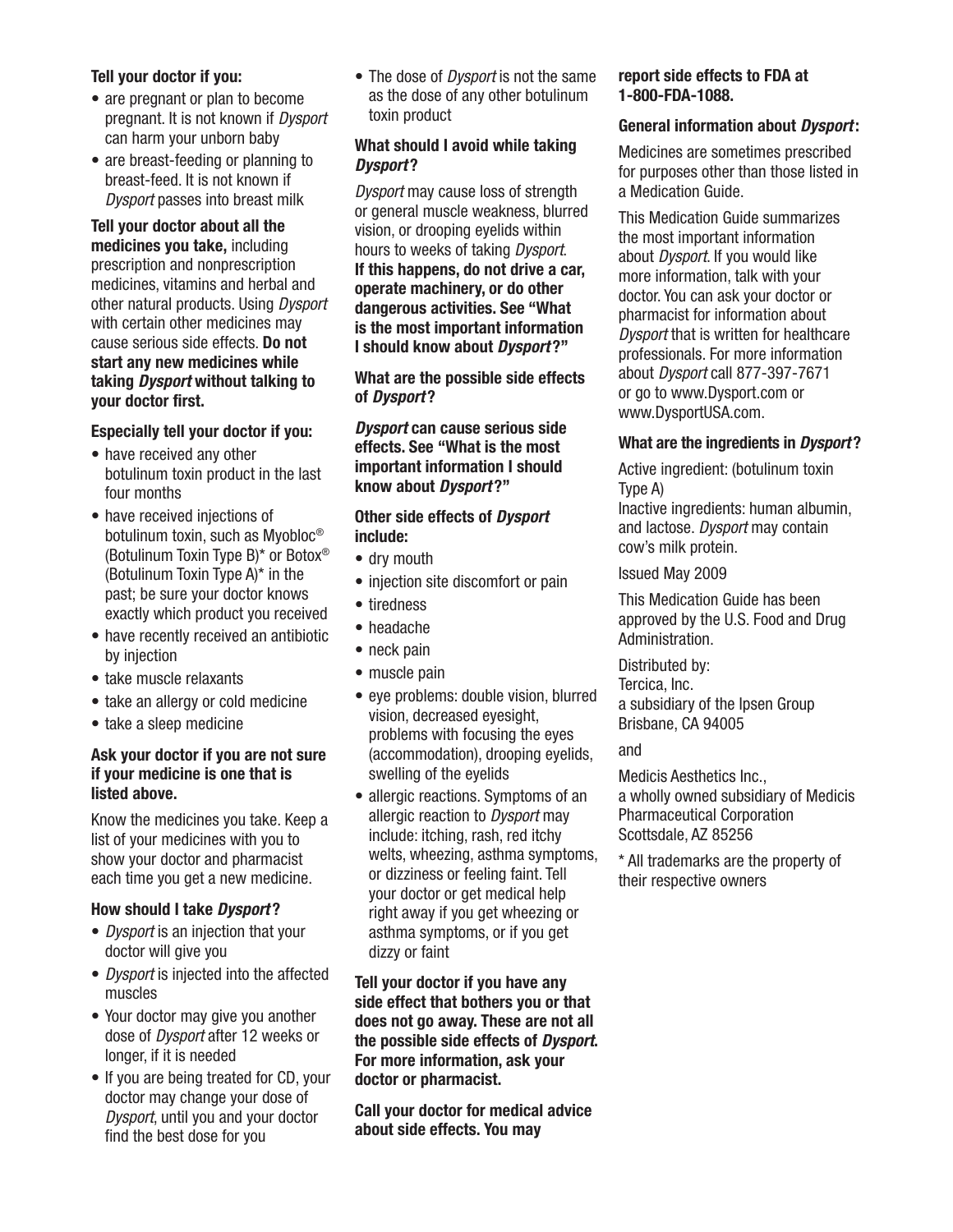**Tell your doctor if you:**

- are pregnant or plan to become pregnant. It is not known if *Dysport* can harm your unborn baby
- are breast-feeding or planning to breast-feed. It is not known if *Dysport* passes into breast milk

**Tell your doctor about all the medicines you take,** including prescription and nonprescription medicines, vitamins and herbal and other natural products. Using *Dysport* with certain other medicines may cause serious side effects. **Do not start any new medicines while taking *Dysport* without talking to your doctor first.**

**Especially tell your doctor if you:**

- have received any other botulinum toxin product in the last four months
- have received injections of botulinum toxin, such as Myobloc® (Botulinum Toxin Type B)* or Botox® (Botulinum Toxin Type A)* in the past; be sure your doctor knows exactly which product you received
- have recently received an antibiotic by injection
- take muscle relaxants
- take an allergy or cold medicine
- take a sleep medicine

**Ask your doctor if you are not sure if your medicine is one that is listed above.**

Know the medicines you take. Keep a list of your medicines with you to show your doctor and pharmacist each time you get a new medicine.

### How should I take *Dysport*?

- *Dysport* is an injection that your doctor will give you
- *Dysport* is injected into the affected muscles
- Your doctor may give you another dose of *Dysport* after 12 weeks or longer, if it is needed
- If you are being treated for CD, your doctor may change your dose of *Dysport*, until you and your doctor find the best dose for you
- The dose of *Dysport* is not the same as the dose of any other botulinum toxin product

### What should I avoid while taking *Dysport*?

*Dysport* may cause loss of strength or general muscle weakness, blurred vision, or drooping eyelids within hours to weeks of taking *Dysport*. **If this happens, do not drive a car, operate machinery, or do other dangerous activities. See "What is the most important information I should know about *Dysport*?"**

### What are the possible side effects of *Dysport*?

***Dysport* can cause serious side effects. See "What is the most important information I should know about *Dysport*?"**

**Other side effects of *Dysport* include:**

- dry mouth
- injection site discomfort or pain
- tiredness
- headache
- neck pain
- muscle pain
- eye problems: double vision, blurred vision, decreased eyesight, problems with focusing the eyes (accommodation), drooping eyelids, swelling of the eyelids
- allergic reactions. Symptoms of an allergic reaction to *Dysport* may include: itching, rash, red itchy welts, wheezing, asthma symptoms, or dizziness or feeling faint. Tell your doctor or get medical help right away if you get wheezing or asthma symptoms, or if you get dizzy or faint

**Tell your doctor if you have any side effect that bothers you or that does not go away. These are not all the possible side effects of *Dysport*. For more information, ask your doctor or pharmacist.**

**Call your doctor for medical advice about side effects. You may report side effects to FDA at 1-800-FDA-1088.**

### General information about *Dysport*:

Medicines are sometimes prescribed for purposes other than those listed in a Medication Guide.

This Medication Guide summarizes the most important information about *Dysport*. If you would like more information, talk with your doctor. You can ask your doctor or pharmacist for information about *Dysport* that is written for healthcare professionals. For more information about *Dysport* call 877-397-7671 or go to www.Dysport.com or www.DysportUSA.com.

### What are the ingredients in *Dysport*?

Active ingredient: (botulinum toxin Type A)
Inactive ingredients: human albumin, and lactose. *Dysport* may contain cow's milk protein.

Issued May 2009

This Medication Guide has been approved by the U.S. Food and Drug Administration.

Distributed by:
Tercica, Inc.
a subsidiary of the Ipsen Group
Brisbane, CA 94005

and

Medicis Aesthetics Inc.,
a wholly owned subsidiary of Medicis Pharmaceutical Corporation
Scottsdale, AZ 85256

* All trademarks are the property of their respective owners